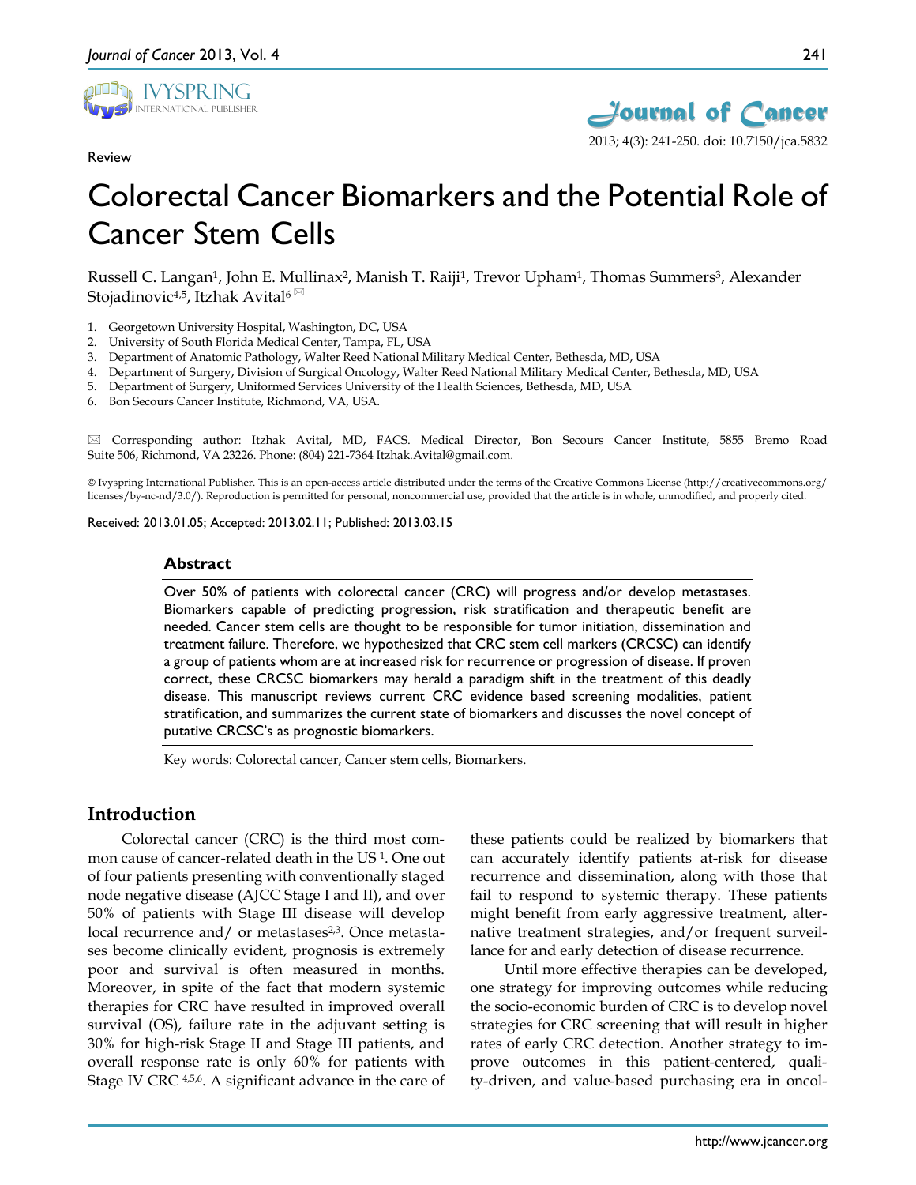Review

# Colorectal Cancer Biomarkers and the Potential Role of Cancer Stem Cells

Russell C. Langan[1], John E. Mullinax[2], Manish T. Raiji[1], Trevor Upham[1], Thomas Summers[3], Alexander Stojadinovic[4,5], Itzhak Avital[6] ✉

1. Georgetown University Hospital, Washington, DC, USA
2. University of South Florida Medical Center, Tampa, FL, USA
3. Department of Anatomic Pathology, Walter Reed National Military Medical Center, Bethesda, MD, USA
4. Department of Surgery, Division of Surgical Oncology, Walter Reed National Military Medical Center, Bethesda, MD, USA
5. Department of Surgery, Uniformed Services University of the Health Sciences, Bethesda, MD, USA
6. Bon Secours Cancer Institute, Richmond, VA, USA.

✉ Corresponding author: Itzhak Avital, MD, FACS. Medical Director, Bon Secours Cancer Institute, 5855 Bremo Road Suite 506, Richmond, VA 23226. Phone: (804) 221-7364 Itzhak.Avital@gmail.com.

© Ivyspring International Publisher. This is an open-access article distributed under the terms of the Creative Commons License (http://creativecommons.org/licenses/by-nc-nd/3.0/). Reproduction is permitted for personal, noncommercial use, provided that the article is in whole, unmodified, and properly cited.

Received: 2013.01.05; Accepted: 2013.02.11; Published: 2013.03.15

## Abstract

Over 50% of patients with colorectal cancer (CRC) will progress and/or develop metastases. Biomarkers capable of predicting progression, risk stratification and therapeutic benefit are needed. Cancer stem cells are thought to be responsible for tumor initiation, dissemination and treatment failure. Therefore, we hypothesized that CRC stem cell markers (CRCSC) can identify a group of patients whom are at increased risk for recurrence or progression of disease. If proven correct, these CRCSC biomarkers may herald a paradigm shift in the treatment of this deadly disease. This manuscript reviews current CRC evidence based screening modalities, patient stratification, and summarizes the current state of biomarkers and discusses the novel concept of putative CRCSC's as prognostic biomarkers.

Key words: Colorectal cancer, Cancer stem cells, Biomarkers.

## Introduction

Colorectal cancer (CRC) is the third most common cause of cancer-related death in the US [1]. One out of four patients presenting with conventionally staged node negative disease (AJCC Stage I and II), and over 50% of patients with Stage III disease will develop local recurrence and/ or metastases[2,3]. Once metastases become clinically evident, prognosis is extremely poor and survival is often measured in months. Moreover, in spite of the fact that modern systemic therapies for CRC have resulted in improved overall survival (OS), failure rate in the adjuvant setting is 30% for high-risk Stage II and Stage III patients, and overall response rate is only 60% for patients with Stage IV CRC [4,5,6]. A significant advance in the care of these patients could be realized by biomarkers that can accurately identify patients at-risk for disease recurrence and dissemination, along with those that fail to respond to systemic therapy. These patients might benefit from early aggressive treatment, alternative treatment strategies, and/or frequent surveillance for and early detection of disease recurrence.

Until more effective therapies can be developed, one strategy for improving outcomes while reducing the socio-economic burden of CRC is to develop novel strategies for CRC screening that will result in higher rates of early CRC detection. Another strategy to improve outcomes in this patient-centered, quality-driven, and value-based purchasing era in oncol-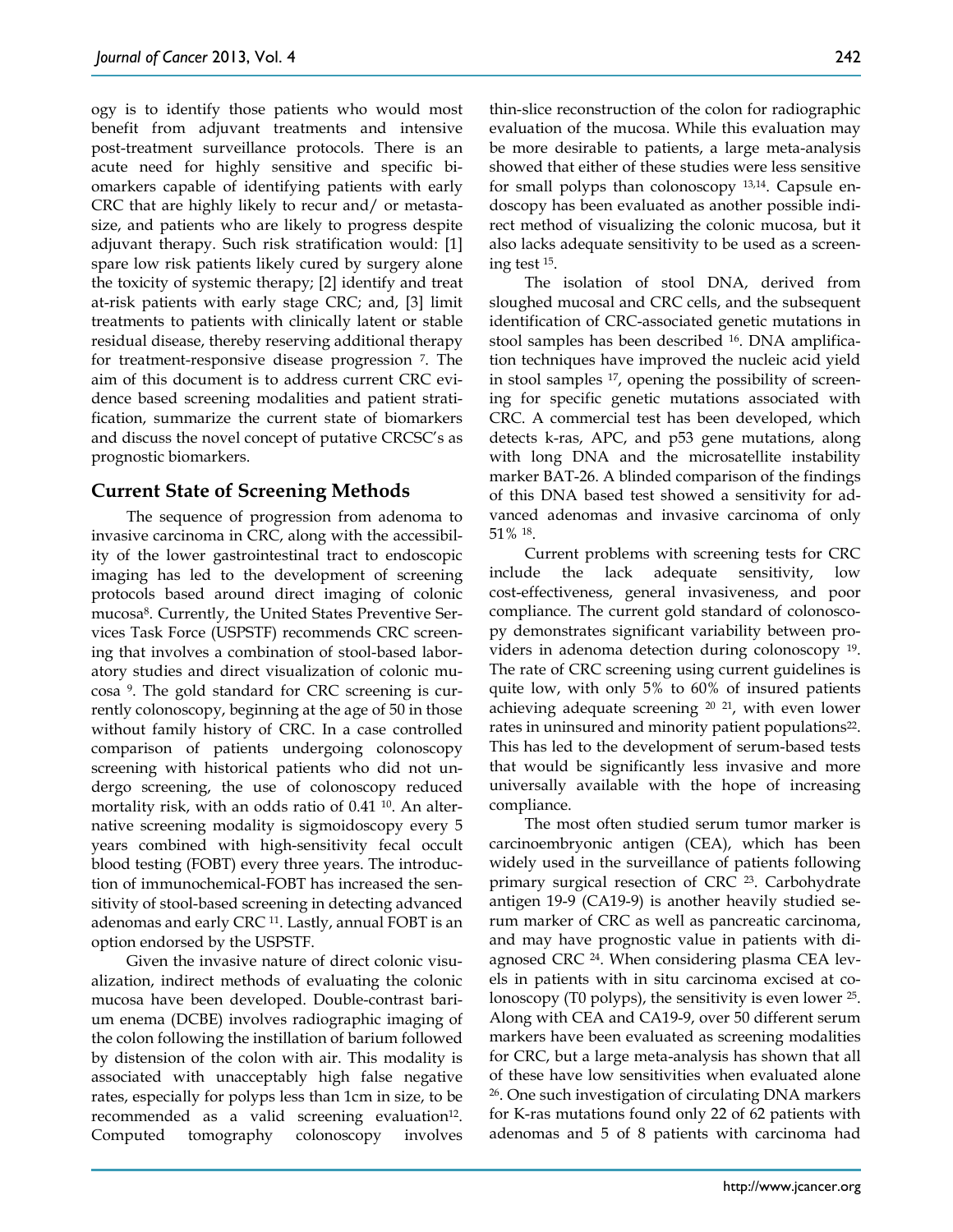ogy is to identify those patients who would most benefit from adjuvant treatments and intensive post-treatment surveillance protocols. There is an acute need for highly sensitive and specific biomarkers capable of identifying patients with early CRC that are highly likely to recur and/ or metastasize, and patients who are likely to progress despite adjuvant therapy. Such risk stratification would: [1] spare low risk patients likely cured by surgery alone the toxicity of systemic therapy; [2] identify and treat at-risk patients with early stage CRC; and, [3] limit treatments to patients with clinically latent or stable residual disease, thereby reserving additional therapy for treatment-responsive disease progression [7]. The aim of this document is to address current CRC evidence based screening modalities and patient stratification, summarize the current state of biomarkers and discuss the novel concept of putative CRCSC's as prognostic biomarkers.

## Current State of Screening Methods

The sequence of progression from adenoma to invasive carcinoma in CRC, along with the accessibility of the lower gastrointestinal tract to endoscopic imaging has led to the development of screening protocols based around direct imaging of colonic mucosa[8]. Currently, the United States Preventive Services Task Force (USPSTF) recommends CRC screening that involves a combination of stool-based laboratory studies and direct visualization of colonic mucosa [9]. The gold standard for CRC screening is currently colonoscopy, beginning at the age of 50 in those without family history of CRC. In a case controlled comparison of patients undergoing colonoscopy screening with historical patients who did not undergo screening, the use of colonoscopy reduced mortality risk, with an odds ratio of 0.41 [10]. An alternative screening modality is sigmoidoscopy every 5 years combined with high-sensitivity fecal occult blood testing (FOBT) every three years. The introduction of immunochemical-FOBT has increased the sensitivity of stool-based screening in detecting advanced adenomas and early CRC [11]. Lastly, annual FOBT is an option endorsed by the USPSTF.

Given the invasive nature of direct colonic visualization, indirect methods of evaluating the colonic mucosa have been developed. Double-contrast barium enema (DCBE) involves radiographic imaging of the colon following the instillation of barium followed by distension of the colon with air. This modality is associated with unacceptably high false negative rates, especially for polyps less than 1cm in size, to be recommended as a valid screening evaluation[12]. Computed tomography colonoscopy involves thin-slice reconstruction of the colon for radiographic evaluation of the mucosa. While this evaluation may be more desirable to patients, a large meta-analysis showed that either of these studies were less sensitive for small polyps than colonoscopy [13,14]. Capsule endoscopy has been evaluated as another possible indirect method of visualizing the colonic mucosa, but it also lacks adequate sensitivity to be used as a screening test [15].

The isolation of stool DNA, derived from sloughed mucosal and CRC cells, and the subsequent identification of CRC-associated genetic mutations in stool samples has been described [16]. DNA amplification techniques have improved the nucleic acid yield in stool samples [17], opening the possibility of screening for specific genetic mutations associated with CRC. A commercial test has been developed, which detects k-ras, APC, and p53 gene mutations, along with long DNA and the microsatellite instability marker BAT-26. A blinded comparison of the findings of this DNA based test showed a sensitivity for advanced adenomas and invasive carcinoma of only 51% [18].

Current problems with screening tests for CRC include the lack adequate sensitivity, low cost-effectiveness, general invasiveness, and poor compliance. The current gold standard of colonoscopy demonstrates significant variability between providers in adenoma detection during colonoscopy [19]. The rate of CRC screening using current guidelines is quite low, with only 5% to 60% of insured patients achieving adequate screening [20] [21], with even lower rates in uninsured and minority patient populations[22]. This has led to the development of serum-based tests that would be significantly less invasive and more universally available with the hope of increasing compliance.

The most often studied serum tumor marker is carcinoembryonic antigen (CEA), which has been widely used in the surveillance of patients following primary surgical resection of CRC [23]. Carbohydrate antigen 19-9 (CA19-9) is another heavily studied serum marker of CRC as well as pancreatic carcinoma, and may have prognostic value in patients with diagnosed CRC [24]. When considering plasma CEA levels in patients with in situ carcinoma excised at colonoscopy (T0 polyps), the sensitivity is even lower [25]. Along with CEA and CA19-9, over 50 different serum markers have been evaluated as screening modalities for CRC, but a large meta-analysis has shown that all of these have low sensitivities when evaluated alone [26]. One such investigation of circulating DNA markers for K-ras mutations found only 22 of 62 patients with adenomas and 5 of 8 patients with carcinoma had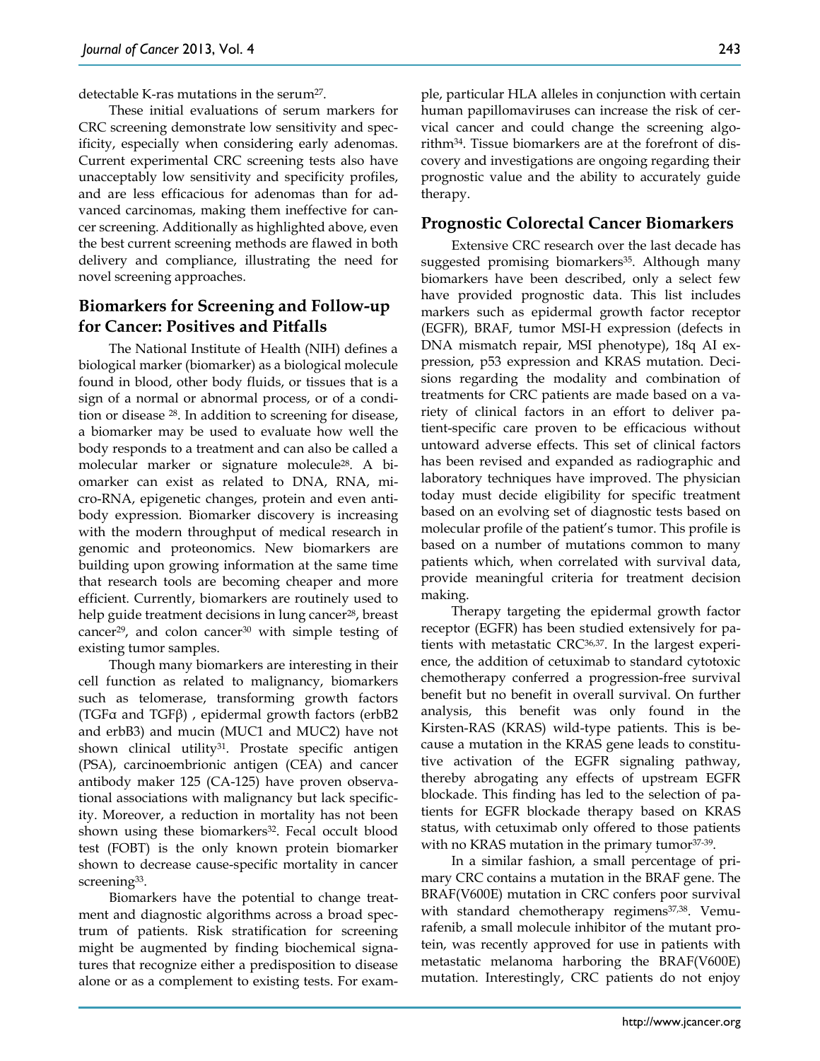detectable K-ras mutations in the serum[27].

These initial evaluations of serum markers for CRC screening demonstrate low sensitivity and specificity, especially when considering early adenomas. Current experimental CRC screening tests also have unacceptably low sensitivity and specificity profiles, and are less efficacious for adenomas than for advanced carcinomas, making them ineffective for cancer screening. Additionally as highlighted above, even the best current screening methods are flawed in both delivery and compliance, illustrating the need for novel screening approaches.

## Biomarkers for Screening and Follow-up for Cancer: Positives and Pitfalls

The National Institute of Health (NIH) defines a biological marker (biomarker) as a biological molecule found in blood, other body fluids, or tissues that is a sign of a normal or abnormal process, or of a condition or disease [28]. In addition to screening for disease, a biomarker may be used to evaluate how well the body responds to a treatment and can also be called a molecular marker or signature molecule[28]. A biomarker can exist as related to DNA, RNA, micro-RNA, epigenetic changes, protein and even antibody expression. Biomarker discovery is increasing with the modern throughput of medical research in genomic and proteonomics. New biomarkers are building upon growing information at the same time that research tools are becoming cheaper and more efficient. Currently, biomarkers are routinely used to help guide treatment decisions in lung cancer[28], breast cancer[29], and colon cancer[30] with simple testing of existing tumor samples.

Though many biomarkers are interesting in their cell function as related to malignancy, biomarkers such as telomerase, transforming growth factors (TGFα and TGFβ) , epidermal growth factors (erbB2 and erbB3) and mucin (MUC1 and MUC2) have not shown clinical utility[31]. Prostate specific antigen (PSA), carcinoembrionic antigen (CEA) and cancer antibody maker 125 (CA-125) have proven observational associations with malignancy but lack specificity. Moreover, a reduction in mortality has not been shown using these biomarkers[32]. Fecal occult blood test (FOBT) is the only known protein biomarker shown to decrease cause-specific mortality in cancer screening[33].

Biomarkers have the potential to change treatment and diagnostic algorithms across a broad spectrum of patients. Risk stratification for screening might be augmented by finding biochemical signatures that recognize either a predisposition to disease alone or as a complement to existing tests. For example, particular HLA alleles in conjunction with certain human papillomaviruses can increase the risk of cervical cancer and could change the screening algorithm[34]. Tissue biomarkers are at the forefront of discovery and investigations are ongoing regarding their prognostic value and the ability to accurately guide therapy.

## Prognostic Colorectal Cancer Biomarkers

Extensive CRC research over the last decade has suggested promising biomarkers[35]. Although many biomarkers have been described, only a select few have provided prognostic data. This list includes markers such as epidermal growth factor receptor (EGFR), BRAF, tumor MSI-H expression (defects in DNA mismatch repair, MSI phenotype), 18q AI expression, p53 expression and KRAS mutation. Decisions regarding the modality and combination of treatments for CRC patients are made based on a variety of clinical factors in an effort to deliver patient-specific care proven to be efficacious without untoward adverse effects. This set of clinical factors has been revised and expanded as radiographic and laboratory techniques have improved. The physician today must decide eligibility for specific treatment based on an evolving set of diagnostic tests based on molecular profile of the patient's tumor. This profile is based on a number of mutations common to many patients which, when correlated with survival data, provide meaningful criteria for treatment decision making.

Therapy targeting the epidermal growth factor receptor (EGFR) has been studied extensively for patients with metastatic CRC[36,37]. In the largest experience, the addition of cetuximab to standard cytotoxic chemotherapy conferred a progression-free survival benefit but no benefit in overall survival. On further analysis, this benefit was only found in the Kirsten-RAS (KRAS) wild-type patients. This is because a mutation in the KRAS gene leads to constitutive activation of the EGFR signaling pathway, thereby abrogating any effects of upstream EGFR blockade. This finding has led to the selection of patients for EGFR blockade therapy based on KRAS status, with cetuximab only offered to those patients with no KRAS mutation in the primary tumor[37-39].

In a similar fashion, a small percentage of primary CRC contains a mutation in the BRAF gene. The BRAF(V600E) mutation in CRC confers poor survival with standard chemotherapy regimens[37,38]. Vemurafenib, a small molecule inhibitor of the mutant protein, was recently approved for use in patients with metastatic melanoma harboring the BRAF(V600E) mutation. Interestingly, CRC patients do not enjoy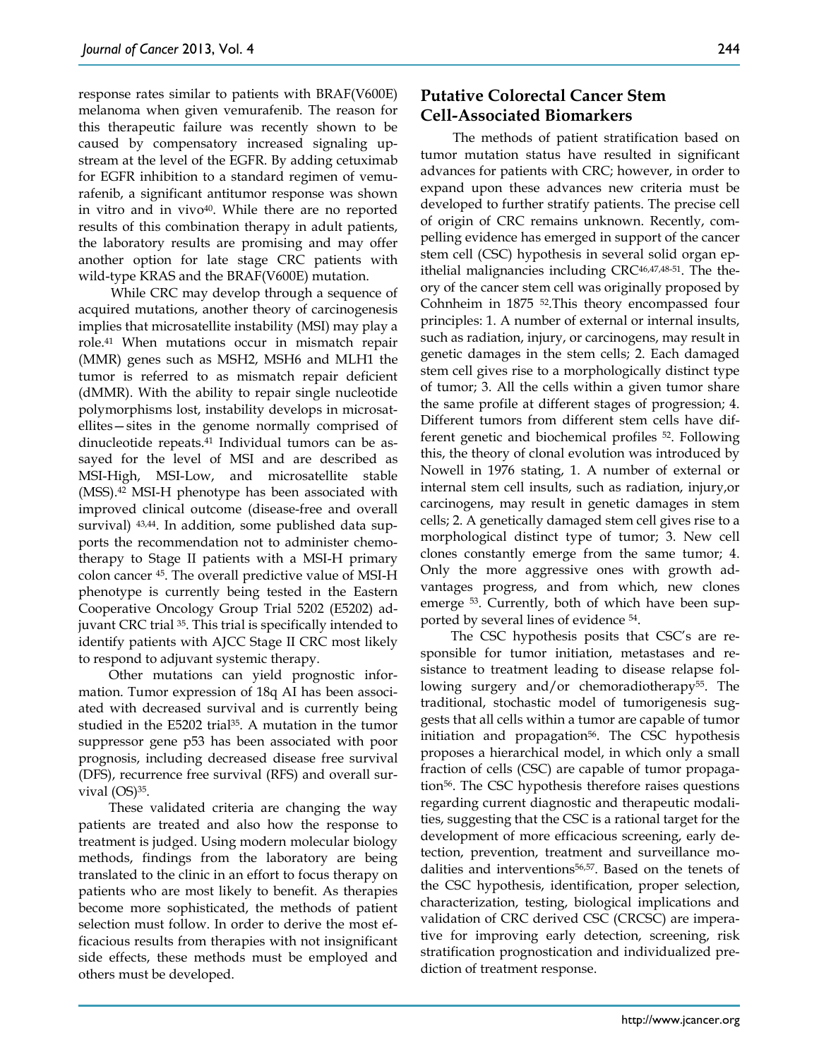response rates similar to patients with BRAF(V600E) melanoma when given vemurafenib. The reason for this therapeutic failure was recently shown to be caused by compensatory increased signaling upstream at the level of the EGFR. By adding cetuximab for EGFR inhibition to a standard regimen of vemurafenib, a significant antitumor response was shown in vitro and in vivo[40]. While there are no reported results of this combination therapy in adult patients, the laboratory results are promising and may offer another option for late stage CRC patients with wild-type KRAS and the BRAF(V600E) mutation.

While CRC may develop through a sequence of acquired mutations, another theory of carcinogenesis implies that microsatellite instability (MSI) may play a role.[41] When mutations occur in mismatch repair (MMR) genes such as MSH2, MSH6 and MLH1 the tumor is referred to as mismatch repair deficient (dMMR). With the ability to repair single nucleotide polymorphisms lost, instability develops in microsatellites—sites in the genome normally comprised of dinucleotide repeats.[41] Individual tumors can be assayed for the level of MSI and are described as MSI-High, MSI-Low, and microsatellite stable (MSS).[42] MSI-H phenotype has been associated with improved clinical outcome (disease-free and overall survival) [43,44]. In addition, some published data supports the recommendation not to administer chemotherapy to Stage II patients with a MSI-H primary colon cancer [45]. The overall predictive value of MSI-H phenotype is currently being tested in the Eastern Cooperative Oncology Group Trial 5202 (E5202) adjuvant CRC trial [35]. This trial is specifically intended to identify patients with AJCC Stage II CRC most likely to respond to adjuvant systemic therapy.

Other mutations can yield prognostic information. Tumor expression of 18q AI has been associated with decreased survival and is currently being studied in the E5202 trial[35]. A mutation in the tumor suppressor gene p53 has been associated with poor prognosis, including decreased disease free survival (DFS), recurrence free survival (RFS) and overall survival (OS)[35].

These validated criteria are changing the way patients are treated and also how the response to treatment is judged. Using modern molecular biology methods, findings from the laboratory are being translated to the clinic in an effort to focus therapy on patients who are most likely to benefit. As therapies become more sophisticated, the methods of patient selection must follow. In order to derive the most efficacious results from therapies with not insignificant side effects, these methods must be employed and others must be developed.

## Putative Colorectal Cancer Stem Cell-Associated Biomarkers

The methods of patient stratification based on tumor mutation status have resulted in significant advances for patients with CRC; however, in order to expand upon these advances new criteria must be developed to further stratify patients. The precise cell of origin of CRC remains unknown. Recently, compelling evidence has emerged in support of the cancer stem cell (CSC) hypothesis in several solid organ epithelial malignancies including CRC[46,47,48-51]. The theory of the cancer stem cell was originally proposed by Cohnheim in 1875 [52].This theory encompassed four principles: 1. A number of external or internal insults, such as radiation, injury, or carcinogens, may result in genetic damages in the stem cells; 2. Each damaged stem cell gives rise to a morphologically distinct type of tumor; 3. All the cells within a given tumor share the same profile at different stages of progression; 4. Different tumors from different stem cells have different genetic and biochemical profiles [52]. Following this, the theory of clonal evolution was introduced by Nowell in 1976 stating, 1. A number of external or internal stem cell insults, such as radiation, injury,or carcinogens, may result in genetic damages in stem cells; 2. A genetically damaged stem cell gives rise to a morphological distinct type of tumor; 3. New cell clones constantly emerge from the same tumor; 4. Only the more aggressive ones with growth advantages progress, and from which, new clones emerge [53]. Currently, both of which have been supported by several lines of evidence [54].

The CSC hypothesis posits that CSC's are responsible for tumor initiation, metastases and resistance to treatment leading to disease relapse following surgery and/or chemoradiotherapy[55]. The traditional, stochastic model of tumorigenesis suggests that all cells within a tumor are capable of tumor initiation and propagation[56]. The CSC hypothesis proposes a hierarchical model, in which only a small fraction of cells (CSC) are capable of tumor propagation[56]. The CSC hypothesis therefore raises questions regarding current diagnostic and therapeutic modalities, suggesting that the CSC is a rational target for the development of more efficacious screening, early detection, prevention, treatment and surveillance modalities and interventions[56,57]. Based on the tenets of the CSC hypothesis, identification, proper selection, characterization, testing, biological implications and validation of CRC derived CSC (CRCSC) are imperative for improving early detection, screening, risk stratification prognostication and individualized prediction of treatment response.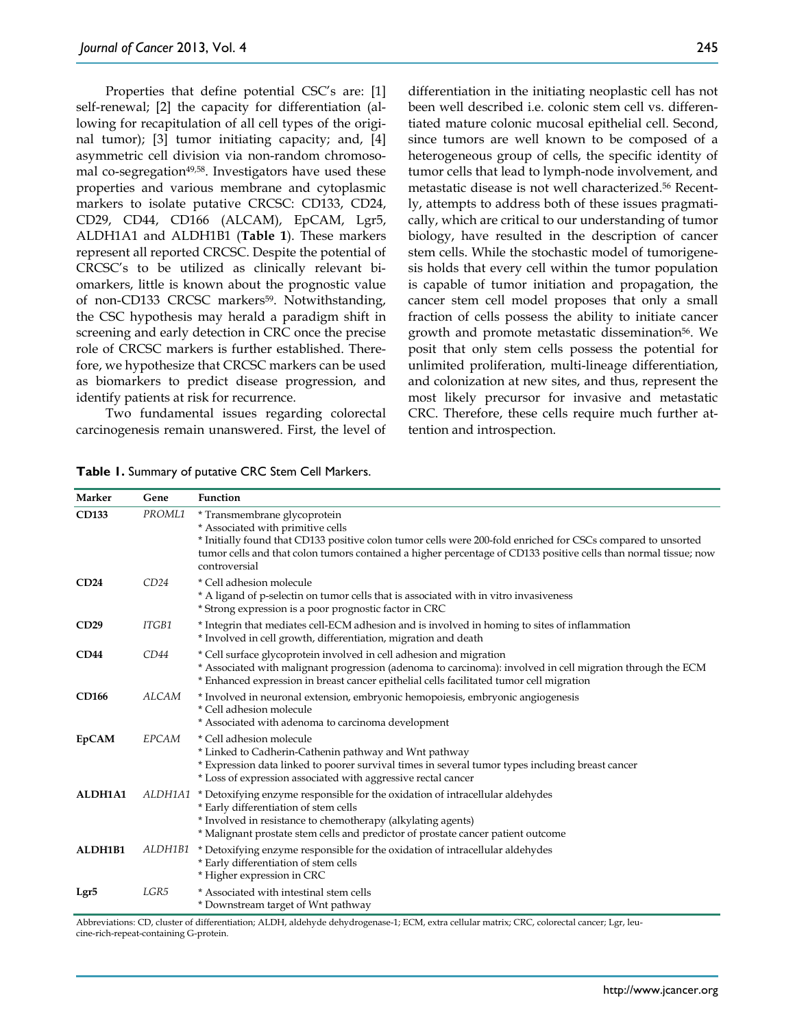Properties that define potential CSC's are: [1] self-renewal; [2] the capacity for differentiation (allowing for recapitulation of all cell types of the original tumor); [3] tumor initiating capacity; and, [4] asymmetric cell division via non-random chromosomal co-segregation[49,58]. Investigators have used these properties and various membrane and cytoplasmic markers to isolate putative CRCSC: CD133, CD24, CD29, CD44, CD166 (ALCAM), EpCAM, Lgr5, ALDH1A1 and ALDH1B1 (**Table 1**). These markers represent all reported CRCSC. Despite the potential of CRCSC's to be utilized as clinically relevant biomarkers, little is known about the prognostic value of non-CD133 CRCSC markers[59]. Notwithstanding, the CSC hypothesis may herald a paradigm shift in screening and early detection in CRC once the precise role of CRCSC markers is further established. Therefore, we hypothesize that CRCSC markers can be used as biomarkers to predict disease progression, and identify patients at risk for recurrence.

Two fundamental issues regarding colorectal carcinogenesis remain unanswered. First, the level of differentiation in the initiating neoplastic cell has not been well described i.e. colonic stem cell vs. differentiated mature colonic mucosal epithelial cell. Second, since tumors are well known to be composed of a heterogeneous group of cells, the specific identity of tumor cells that lead to lymph-node involvement, and metastatic disease is not well characterized.[56] Recently, attempts to address both of these issues pragmatically, which are critical to our understanding of tumor biology, have resulted in the description of cancer stem cells. While the stochastic model of tumorigenesis holds that every cell within the tumor population is capable of tumor initiation and propagation, the cancer stem cell model proposes that only a small fraction of cells possess the ability to initiate cancer growth and promote metastatic dissemination[56]. We posit that only stem cells possess the potential for unlimited proliferation, multi-lineage differentiation, and colonization at new sites, and thus, represent the most likely precursor for invasive and metastatic CRC. Therefore, these cells require much further attention and introspection.

**Table 1.** Summary of putative CRC Stem Cell Markers.

| Marker | Gene | Function |
|---|---|---|
| **CD133** | *PROML1* | * Transmembrane glycoprotein<br>* Associated with primitive cells<br>* Initially found that CD133 positive colon tumor cells were 200-fold enriched for CSCs compared to unsorted tumor cells and that colon tumors contained a higher percentage of CD133 positive cells than normal tissue; now controversial |
| **CD24** | *CD24* | * Cell adhesion molecule<br>* A ligand of p-selectin on tumor cells that is associated with in vitro invasiveness<br>* Strong expression is a poor prognostic factor in CRC |
| **CD29** | *ITGB1* | * Integrin that mediates cell-ECM adhesion and is involved in homing to sites of inflammation<br>* Involved in cell growth, differentiation, migration and death |
| **CD44** | *CD44* | * Cell surface glycoprotein involved in cell adhesion and migration<br>* Associated with malignant progression (adenoma to carcinoma): involved in cell migration through the ECM<br>* Enhanced expression in breast cancer epithelial cells facilitated tumor cell migration |
| **CD166** | *ALCAM* | * Involved in neuronal extension, embryonic hemopoiesis, embryonic angiogenesis<br>* Cell adhesion molecule<br>* Associated with adenoma to carcinoma development |
| **EpCAM** | *EPCAM* | * Cell adhesion molecule<br>* Linked to Cadherin-Cathenin pathway and Wnt pathway<br>* Expression data linked to poorer survival times in several tumor types including breast cancer<br>* Loss of expression associated with aggressive rectal cancer |
| **ALDH1A1** | *ALDH1A1* | * Detoxifying enzyme responsible for the oxidation of intracellular aldehydes<br>* Early differentiation of stem cells<br>* Involved in resistance to chemotherapy (alkylating agents)<br>* Malignant prostate stem cells and predictor of prostate cancer patient outcome |
| **ALDH1B1** | *ALDH1B1* | * Detoxifying enzyme responsible for the oxidation of intracellular aldehydes<br>* Early differentiation of stem cells<br>* Higher expression in CRC |
| **Lgr5** | *LGR5* | * Associated with intestinal stem cells<br>* Downstream target of Wnt pathway |

Abbreviations: CD, cluster of differentiation; ALDH, aldehyde dehydrogenase-1; ECM, extra cellular matrix; CRC, colorectal cancer; Lgr, leucine-rich-repeat-containing G-protein.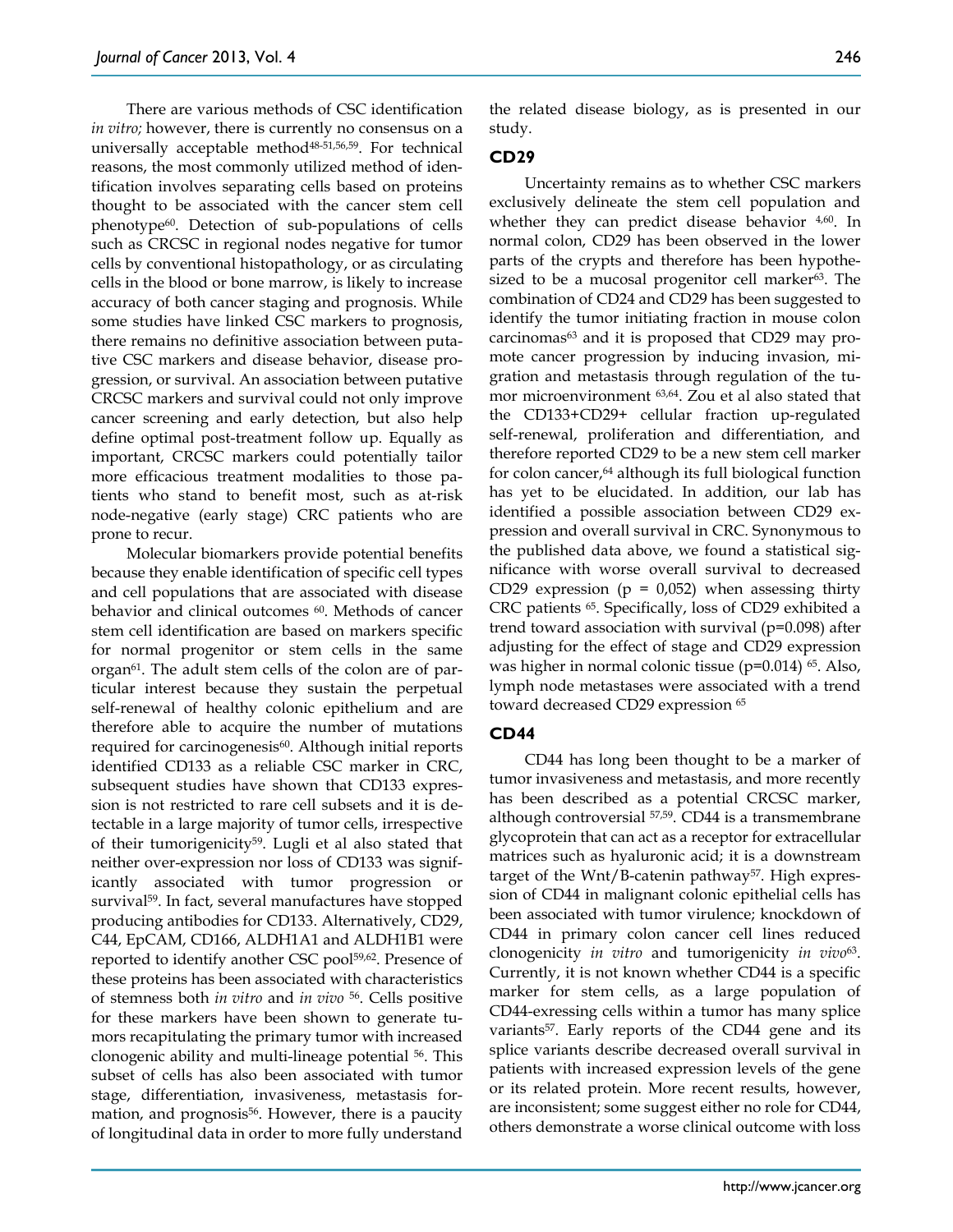There are various methods of CSC identification *in vitro;* however, there is currently no consensus on a universally acceptable method[48-51,56,59]. For technical reasons, the most commonly utilized method of identification involves separating cells based on proteins thought to be associated with the cancer stem cell phenotype[60]. Detection of sub-populations of cells such as CRCSC in regional nodes negative for tumor cells by conventional histopathology, or as circulating cells in the blood or bone marrow, is likely to increase accuracy of both cancer staging and prognosis. While some studies have linked CSC markers to prognosis, there remains no definitive association between putative CSC markers and disease behavior, disease progression, or survival. An association between putative CRCSC markers and survival could not only improve cancer screening and early detection, but also help define optimal post-treatment follow up. Equally as important, CRCSC markers could potentially tailor more efficacious treatment modalities to those patients who stand to benefit most, such as at-risk node-negative (early stage) CRC patients who are prone to recur.

Molecular biomarkers provide potential benefits because they enable identification of specific cell types and cell populations that are associated with disease behavior and clinical outcomes [60]. Methods of cancer stem cell identification are based on markers specific for normal progenitor or stem cells in the same organ[61]. The adult stem cells of the colon are of particular interest because they sustain the perpetual self-renewal of healthy colonic epithelium and are therefore able to acquire the number of mutations required for carcinogenesis[60]. Although initial reports identified CD133 as a reliable CSC marker in CRC, subsequent studies have shown that CD133 expression is not restricted to rare cell subsets and it is detectable in a large majority of tumor cells, irrespective of their tumorigenicity[59]. Lugli et al also stated that neither over-expression nor loss of CD133 was significantly associated with tumor progression or survival[59]. In fact, several manufactures have stopped producing antibodies for CD133. Alternatively, CD29, C44, EpCAM, CD166, ALDH1A1 and ALDH1B1 were reported to identify another CSC pool[59,62]. Presence of these proteins has been associated with characteristics of stemness both *in vitro* and *in vivo* [56]. Cells positive for these markers have been shown to generate tumors recapitulating the primary tumor with increased clonogenic ability and multi-lineage potential [56]. This subset of cells has also been associated with tumor stage, differentiation, invasiveness, metastasis formation, and prognosis[56]. However, there is a paucity of longitudinal data in order to more fully understand the related disease biology, as is presented in our study.

## CD29

Uncertainty remains as to whether CSC markers exclusively delineate the stem cell population and whether they can predict disease behavior [4,60]. In normal colon, CD29 has been observed in the lower parts of the crypts and therefore has been hypothesized to be a mucosal progenitor cell marker[63]. The combination of CD24 and CD29 has been suggested to identify the tumor initiating fraction in mouse colon carcinomas[63] and it is proposed that CD29 may promote cancer progression by inducing invasion, migration and metastasis through regulation of the tumor microenvironment [63,64]. Zou et al also stated that the CD133+CD29+ cellular fraction up-regulated self-renewal, proliferation and differentiation, and therefore reported CD29 to be a new stem cell marker for colon cancer,[64] although its full biological function has yet to be elucidated. In addition, our lab has identified a possible association between CD29 expression and overall survival in CRC. Synonymous to the published data above, we found a statistical significance with worse overall survival to decreased CD29 expression ($p = 0{,}052$) when assessing thirty CRC patients [65]. Specifically, loss of CD29 exhibited a trend toward association with survival ($p=0.098$) after adjusting for the effect of stage and CD29 expression was higher in normal colonic tissue ($p=0.014$) [65]. Also, lymph node metastases were associated with a trend toward decreased CD29 expression [65]

## CD44

CD44 has long been thought to be a marker of tumor invasiveness and metastasis, and more recently has been described as a potential CRCSC marker, although controversial [57,59]. CD44 is a transmembrane glycoprotein that can act as a receptor for extracellular matrices such as hyaluronic acid; it is a downstream target of the Wnt/β-catenin pathway[57]. High expression of CD44 in malignant colonic epithelial cells has been associated with tumor virulence; knockdown of CD44 in primary colon cancer cell lines reduced clonogenicity *in vitro* and tumorigenicity *in vivo*[63]. Currently, it is not known whether CD44 is a specific marker for stem cells, as a large population of CD44-exessing cells within a tumor has many splice variants[57]. Early reports of the CD44 gene and its splice variants describe decreased overall survival in patients with increased expression levels of the gene or its related protein. More recent results, however, are inconsistent; some suggest either no role for CD44, others demonstrate a worse clinical outcome with loss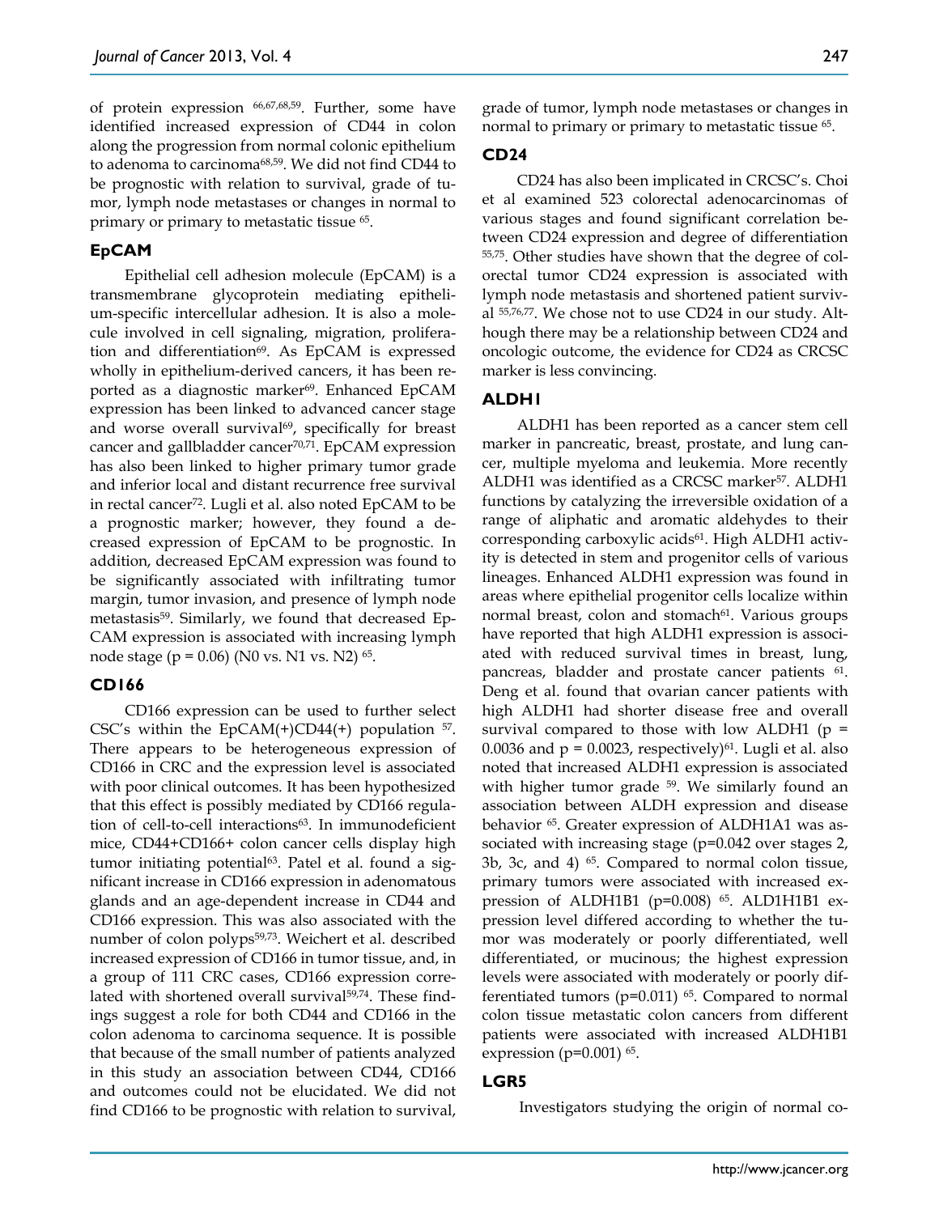of protein expression [66,67,68,59]. Further, some have identified increased expression of CD44 in colon along the progression from normal colonic epithelium to adenoma to carcinoma[68,59]. We did not find CD44 to be prognostic with relation to survival, grade of tumor, lymph node metastases or changes in normal to primary or primary to metastatic tissue [65].

## EpCAM

Epithelial cell adhesion molecule (EpCAM) is a transmembrane glycoprotein mediating epithelium-specific intercellular adhesion. It is also a molecule involved in cell signaling, migration, proliferation and differentiation[69]. As EpCAM is expressed wholly in epithelium-derived cancers, it has been reported as a diagnostic marker[69]. Enhanced EpCAM expression has been linked to advanced cancer stage and worse overall survival[69], specifically for breast cancer and gallbladder cancer[70,71]. EpCAM expression has also been linked to higher primary tumor grade and inferior local and distant recurrence free survival in rectal cancer[72]. Lugli et al. also noted EpCAM to be a prognostic marker; however, they found a decreased expression of EpCAM to be prognostic. In addition, decreased EpCAM expression was found to be significantly associated with infiltrating tumor margin, tumor invasion, and presence of lymph node metastasis[59]. Similarly, we found that decreased EpCAM expression is associated with increasing lymph node stage ($p = 0.06$) (N0 vs. N1 vs. N2) [65].

## CD166

CD166 expression can be used to further select CSC's within the EpCAM(+)CD44(+) population [57]. There appears to be heterogeneous expression of CD166 in CRC and the expression level is associated with poor clinical outcomes. It has been hypothesized that this effect is possibly mediated by CD166 regulation of cell-to-cell interactions[63]. In immunodeficient mice, CD44+CD166+ colon cancer cells display high tumor initiating potential[63]. Patel et al. found a significant increase in CD166 expression in adenomatous glands and an age-dependent increase in CD44 and CD166 expression. This was also associated with the number of colon polyps[59,73]. Weichert et al. described increased expression of CD166 in tumor tissue, and, in a group of 111 CRC cases, CD166 expression correlated with shortened overall survival[59,74]. These findings suggest a role for both CD44 and CD166 in the colon adenoma to carcinoma sequence. It is possible that because of the small number of patients analyzed in this study an association between CD44, CD166 and outcomes could not be elucidated. We did not find CD166 to be prognostic with relation to survival, grade of tumor, lymph node metastases or changes in normal to primary or primary to metastatic tissue [65].

## CD24

CD24 has also been implicated in CRCSC's. Choi et al examined 523 colorectal adenocarcinomas of various stages and found significant correlation between CD24 expression and degree of differentiation [55,75]. Other studies have shown that the degree of colorectal tumor CD24 expression is associated with lymph node metastasis and shortened patient survival [55,76,77]. We chose not to use CD24 in our study. Although there may be a relationship between CD24 and oncologic outcome, the evidence for CD24 as CRCSC marker is less convincing.

## ALDH1

ALDH1 has been reported as a cancer stem cell marker in pancreatic, breast, prostate, and lung cancer, multiple myeloma and leukemia. More recently ALDH1 was identified as a CRCSC marker[57]. ALDH1 functions by catalyzing the irreversible oxidation of a range of aliphatic and aromatic aldehydes to their corresponding carboxylic acids[61]. High ALDH1 activity is detected in stem and progenitor cells of various lineages. Enhanced ALDH1 expression was found in areas where epithelial progenitor cells localize within normal breast, colon and stomach[61]. Various groups have reported that high ALDH1 expression is associated with reduced survival times in breast, lung, pancreas, bladder and prostate cancer patients [61]. Deng et al. found that ovarian cancer patients with high ALDH1 had shorter disease free and overall survival compared to those with low ALDH1 ($p = 0.0036$ and $p = 0.0023$, respectively)[61]. Lugli et al. also noted that increased ALDH1 expression is associated with higher tumor grade [59]. We similarly found an association between ALDH expression and disease behavior [65]. Greater expression of ALDH1A1 was associated with increasing stage ($p=0.042$ over stages 2, 3b, 3c, and 4) [65]. Compared to normal colon tissue, primary tumors were associated with increased expression of ALDH1B1 ($p=0.008$) [65]. ALD1H1B1 expression level differed according to whether the tumor was moderately or poorly differentiated, well differentiated, or mucinous; the highest expression levels were associated with moderately or poorly differentiated tumors ($p=0.011$) [65]. Compared to normal colon tissue metastatic colon cancers from different patients were associated with increased ALDH1B1 expression ($p=0.001$) [65].

## LGR5

Investigators studying the origin of normal co-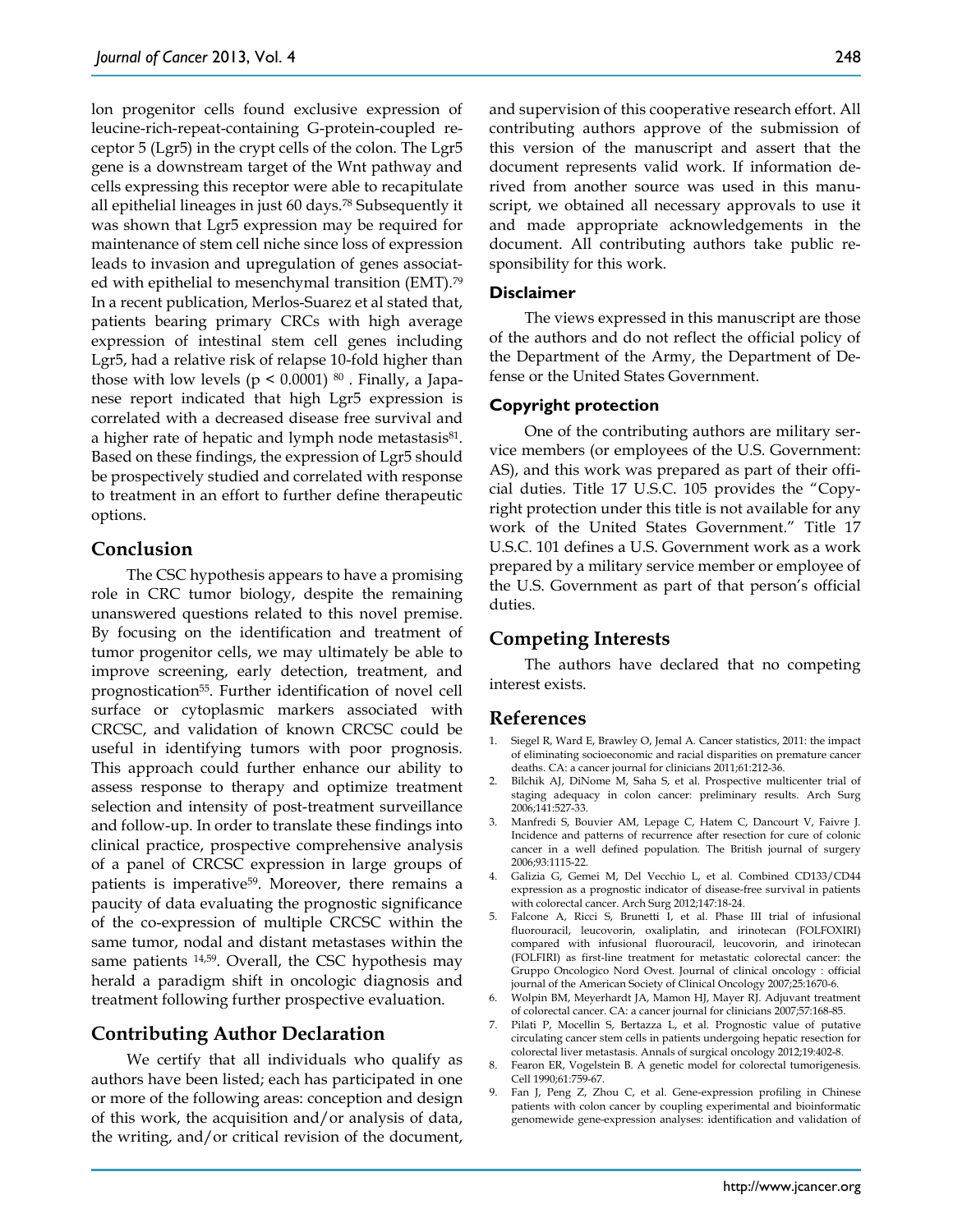lon progenitor cells found exclusive expression of leucine-rich-repeat-containing G-protein-coupled receptor 5 (Lgr5) in the crypt cells of the colon. The Lgr5 gene is a downstream target of the Wnt pathway and cells expressing this receptor were able to recapitulate all epithelial lineages in just 60 days.[78] Subsequently it was shown that Lgr5 expression may be required for maintenance of stem cell niche since loss of expression leads to invasion and upregulation of genes associated with epithelial to mesenchymal transition (EMT).[79] In a recent publication, Merlos-Suarez et al stated that, patients bearing primary CRCs with high average expression of intestinal stem cell genes including Lgr5, had a relative risk of relapse 10-fold higher than those with low levels ($p < 0.0001$) [80] . Finally, a Japanese report indicated that high Lgr5 expression is correlated with a decreased disease free survival and a higher rate of hepatic and lymph node metastasis[81]. Based on these findings, the expression of Lgr5 should be prospectively studied and correlated with response to treatment in an effort to further define therapeutic options.

## Conclusion

The CSC hypothesis appears to have a promising role in CRC tumor biology, despite the remaining unanswered questions related to this novel premise. By focusing on the identification and treatment of tumor progenitor cells, we may ultimately be able to improve screening, early detection, treatment, and prognostication[55]. Further identification of novel cell surface or cytoplasmic markers associated with CRCSC, and validation of known CRCSC could be useful in identifying tumors with poor prognosis. This approach could further enhance our ability to assess response to therapy and optimize treatment selection and intensity of post-treatment surveillance and follow-up. In order to translate these findings into clinical practice, prospective comprehensive analysis of a panel of CRCSC expression in large groups of patients is imperative[59]. Moreover, there remains a paucity of data evaluating the prognostic significance of the co-expression of multiple CRCSC within the same tumor, nodal and distant metastases within the same patients [14,59]. Overall, the CSC hypothesis may herald a paradigm shift in oncologic diagnosis and treatment following further prospective evaluation.

## Contributing Author Declaration

We certify that all individuals who qualify as authors have been listed; each has participated in one or more of the following areas: conception and design of this work, the acquisition and/or analysis of data, the writing, and/or critical revision of the document, and supervision of this cooperative research effort. All contributing authors approve of the submission of this version of the manuscript and assert that the document represents valid work. If information derived from another source was used in this manuscript, we obtained all necessary approvals to use it and made appropriate acknowledgements in the document. All contributing authors take public responsibility for this work.

### Disclaimer

The views expressed in this manuscript are those of the authors and do not reflect the official policy of the Department of the Army, the Department of Defense or the United States Government.

### Copyright protection

One of the contributing authors are military service members (or employees of the U.S. Government: AS), and this work was prepared as part of their official duties. Title 17 U.S.C. 105 provides the "Copyright protection under this title is not available for any work of the United States Government." Title 17 U.S.C. 101 defines a U.S. Government work as a work prepared by a military service member or employee of the U.S. Government as part of that person's official duties.

## Competing Interests

The authors have declared that no competing interest exists.

## References

1. Siegel R, Ward E, Brawley O, Jemal A. Cancer statistics, 2011: the impact of eliminating socioeconomic and racial disparities on premature cancer deaths. CA: a cancer journal for clinicians 2011;61:212-36.
2. Bilchik AJ, DiNome M, Saha S, et al. Prospective multicenter trial of staging adequacy in colon cancer: preliminary results. Arch Surg 2006;141:527-33.
3. Manfredi S, Bouvier AM, Lepage C, Hatem C, Dancourt V, Faivre J. Incidence and patterns of recurrence after resection for cure of colonic cancer in a well defined population. The British journal of surgery 2006;93:1115-22.
4. Galizia G, Gemei M, Del Vecchio L, et al. Combined CD133/CD44 expression as a prognostic indicator of disease-free survival in patients with colorectal cancer. Arch Surg 2012;147:18-24.
5. Falcone A, Ricci S, Brunetti I, et al. Phase III trial of infusional fluorouracil, leucovorin, oxaliplatin, and irinotecan (FOLFOXIRI) compared with infusional fluorouracil, leucovorin, and irinotecan (FOLFIRI) as first-line treatment for metastatic colorectal cancer: the Gruppo Oncologico Nord Ovest. Journal of clinical oncology : official journal of the American Society of Clinical Oncology 2007;25:1670-6.
6. Wolpin BM, Meyerhardt JA, Mamon HJ, Mayer RJ. Adjuvant treatment of colorectal cancer. CA: a cancer journal for clinicians 2007;57:168-85.
7. Pilati P, Mocellin S, Bertazza L, et al. Prognostic value of putative circulating cancer stem cells in patients undergoing hepatic resection for colorectal liver metastasis. Annals of surgical oncology 2012;19:402-8.
8. Fearon ER, Vogelstein B. A genetic model for colorectal tumorigenesis. Cell 1990;61:759-67.
9. Fan J, Peng Z, Zhou C, et al. Gene-expression profiling in Chinese patients with colon cancer by coupling experimental and bioinformatic genomewide gene-expression analyses: identification and validation of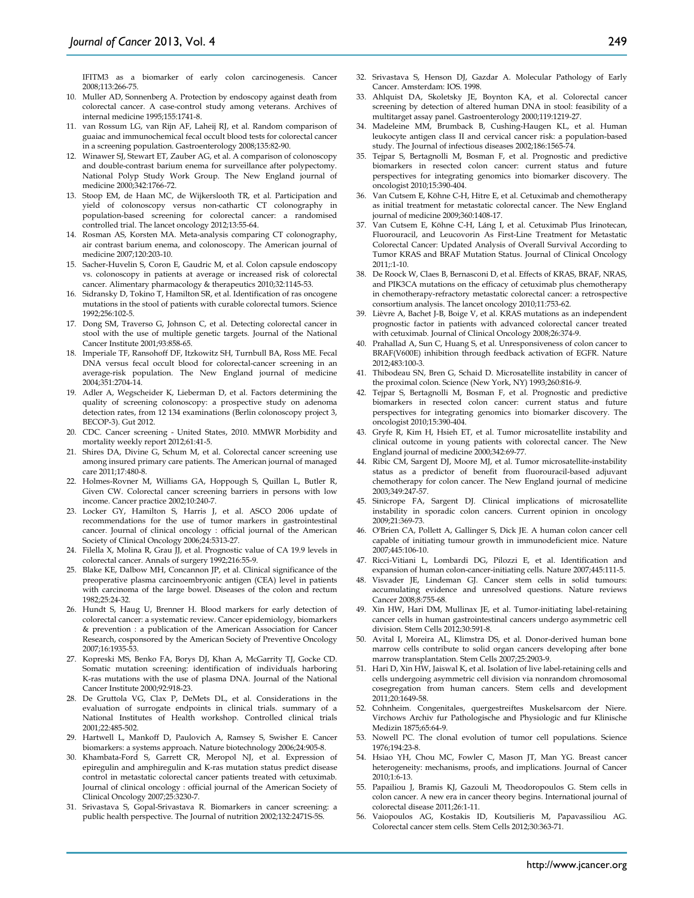IFITM3 as a biomarker of early colon carcinogenesis. Cancer 2008;113:266-75.

10. Muller AD, Sonnenberg A. Protection by endoscopy against death from colorectal cancer. A case-control study among veterans. Archives of internal medicine 1995;155:1741-8.
11. van Rossum LG, van Rijn AF, Laheij RJ, et al. Random comparison of guaiac and immunochemical fecal occult blood tests for colorectal cancer in a screening population. Gastroenterology 2008;135:82-90.
12. Winawer SJ, Stewart ET, Zauber AG, et al. A comparison of colonoscopy and double-contrast barium enema for surveillance after polypectomy. National Polyp Study Work Group. The New England journal of medicine 2000;342:1766-72.
13. Stoop EM, de Haan MC, de Wijkerslooth TR, et al. Participation and yield of colonoscopy versus non-cathartic CT colonography in population-based screening for colorectal cancer: a randomised controlled trial. The lancet oncology 2012;13:55-64.
14. Rosman AS, Korsten MA. Meta-analysis comparing CT colonography, air contrast barium enema, and colonoscopy. The American journal of medicine 2007;120:203-10.
15. Sacher-Huvelin S, Coron E, Gaudric M, et al. Colon capsule endoscopy vs. colonoscopy in patients at average or increased risk of colorectal cancer. Alimentary pharmacology & therapeutics 2010;32:1145-53.
16. Sidransky D, Tokino T, Hamilton SR, et al. Identification of ras oncogene mutations in the stool of patients with curable colorectal tumors. Science 1992;256:102-5.
17. Dong SM, Traverso G, Johnson C, et al. Detecting colorectal cancer in stool with the use of multiple genetic targets. Journal of the National Cancer Institute 2001;93:858-65.
18. Imperiale TF, Ransohoff DF, Itzkowitz SH, Turnbull BA, Ross ME. Fecal DNA versus fecal occult blood for colorectal-cancer screening in an average-risk population. The New England journal of medicine 2004;351:2704-14.
19. Adler A, Wegscheider K, Lieberman D, et al. Factors determining the quality of screening colonoscopy: a prospective study on adenoma detection rates, from 12 134 examinations (Berlin colonoscopy project 3, BECOP-3). Gut 2012.
20. CDC. Cancer screening - United States, 2010. MMWR Morbidity and mortality weekly report 2012;61:41-5.
21. Shires DA, Divine G, Schum M, et al. Colorectal cancer screening use among insured primary care patients. The American journal of managed care 2011;17:480-8.
22. Holmes-Rovner M, Williams GA, Hoppough S, Quillan L, Butler R, Given CW. Colorectal cancer screening barriers in persons with low income. Cancer practice 2002;10:240-7.
23. Locker GY, Hamilton S, Harris J, et al. ASCO 2006 update of recommendations for the use of tumor markers in gastrointestinal cancer. Journal of clinical oncology : official journal of the American Society of Clinical Oncology 2006;24:5313-27.
24. Filella X, Molina R, Grau JJ, et al. Prognostic value of CA 19.9 levels in colorectal cancer. Annals of surgery 1992;216:55-9.
25. Blake KE, Dalbow MH, Concannon JP, et al. Clinical significance of the preoperative plasma carcinoembryonic antigen (CEA) level in patients with carcinoma of the large bowel. Diseases of the colon and rectum 1982;25:24-32.
26. Hundt S, Haug U, Brenner H. Blood markers for early detection of colorectal cancer: a systematic review. Cancer epidemiology, biomarkers & prevention : a publication of the American Association for Cancer Research, cosponsored by the American Society of Preventive Oncology 2007;16:1935-53.
27. Kopreski MS, Benko FA, Borys DJ, Khan A, McGarrity TJ, Gocke CD. Somatic mutation screening: identification of individuals harboring K-ras mutations with the use of plasma DNA. Journal of the National Cancer Institute 2000;92:918-23.
28. De Gruttola VG, Clax P, DeMets DL, et al. Considerations in the evaluation of surrogate endpoints in clinical trials. summary of a National Institutes of Health workshop. Controlled clinical trials 2001;22:485-502.
29. Hartwell L, Mankoff D, Paulovich A, Ramsey S, Swisher E. Cancer biomarkers: a systems approach. Nature biotechnology 2006;24:905-8.
30. Khambata-Ford S, Garrett CR, Meropol NJ, et al. Expression of epiregulin and amphiregulin and K-ras mutation status predict disease control in metastatic colorectal cancer patients treated with cetuximab. Journal of clinical oncology : official journal of the American Society of Clinical Oncology 2007;25:3230-7.
31. Srivastava S, Gopal-Srivastava R. Biomarkers in cancer screening: a public health perspective. The Journal of nutrition 2002;132:2471S-5S.
32. Srivastava S, Henson DJ, Gazdar A. Molecular Pathology of Early Cancer. Amsterdam: IOS. 1998.
33. Ahlquist DA, Skoletsky JE, Boynton KA, et al. Colorectal cancer screening by detection of altered human DNA in stool: feasibility of a multitarget assay panel. Gastroenterology 2000;119:1219-27.
34. Madeleine MM, Brumback B, Cushing-Haugen KL, et al. Human leukocyte antigen class II and cervical cancer risk: a population-based study. The Journal of infectious diseases 2002;186:1565-74.
35. Tejpar S, Bertagnolli M, Bosman F, et al. Prognostic and predictive biomarkers in resected colon cancer: current status and future perspectives for integrating genomics into biomarker discovery. The oncologist 2010;15:390-404.
36. Van Cutsem E, Köhne C-H, Hitre E, et al. Cetuximab and chemotherapy as initial treatment for metastatic colorectal cancer. The New England journal of medicine 2009;360:1408-17.
37. Van Cutsem E, Köhne C-H, Láng I, et al. Cetuximab Plus Irinotecan, Fluorouracil, and Leucovorin As First-Line Treatment for Metastatic Colorectal Cancer: Updated Analysis of Overall Survival According to Tumor KRAS and BRAF Mutation Status. Journal of Clinical Oncology 2011;:1-10.
38. De Roock W, Claes B, Bernasconi D, et al. Effects of KRAS, BRAF, NRAS, and PIK3CA mutations on the efficacy of cetuximab plus chemotherapy in chemotherapy-refractory metastatic colorectal cancer: a retrospective consortium analysis. The lancet oncology 2010;11:753-62.
39. Lièvre A, Bachet J-B, Boige V, et al. KRAS mutations as an independent prognostic factor in patients with advanced colorectal cancer treated with cetuximab. Journal of Clinical Oncology 2008;26:374-9.
40. Prahallad A, Sun C, Huang S, et al. Unresponsiveness of colon cancer to BRAF(V600E) inhibition through feedback activation of EGFR. Nature 2012;483:100-3.
41. Thibodeau SN, Bren G, Schaid D. Microsatellite instability in cancer of the proximal colon. Science (New York, NY) 1993;260:816-9.
42. Tejpar S, Bertagnolli M, Bosman F, et al. Prognostic and predictive biomarkers in resected colon cancer: current status and future perspectives for integrating genomics into biomarker discovery. The oncologist 2010;15:390-404.
43. Gryfe R, Kim H, Hsieh ET, et al. Tumor microsatellite instability and clinical outcome in young patients with colorectal cancer. The New England journal of medicine 2000;342:69-77.
44. Ribic CM, Sargent DJ, Moore MJ, et al. Tumor microsatellite-instability status as a predictor of benefit from fluorouracil-based adjuvant chemotherapy for colon cancer. The New England journal of medicine 2003;349:247-57.
45. Sinicrope FA, Sargent DJ. Clinical implications of microsatellite instability in sporadic colon cancers. Current opinion in oncology 2009;21:369-73.
46. O'Brien CA, Pollett A, Gallinger S, Dick JE. A human colon cancer cell capable of initiating tumour growth in immunodeficient mice. Nature 2007;445:106-10.
47. Ricci-Vitiani L, Lombardi DG, Pilozzi E, et al. Identification and expansion of human colon-cancer-initiating cells. Nature 2007;445:111-5.
48. Visvader JE, Lindeman GJ. Cancer stem cells in solid tumours: accumulating evidence and unresolved questions. Nature reviews Cancer 2008;8:755-68.
49. Xin HW, Hari DM, Mullinax JE, et al. Tumor-initiating label-retaining cancer cells in human gastrointestinal cancers undergo asymmetric cell division. Stem Cells 2012;30:591-8.
50. Avital I, Moreira AL, Klimstra DS, et al. Donor-derived human bone marrow cells contribute to solid organ cancers developing after bone marrow transplantation. Stem Cells 2007;25:2903-9.
51. Hari D, Xin HW, Jaiswal K, et al. Isolation of live label-retaining cells and cells undergoing asymmetric cell division via nonrandom chromosomal cosegregation from human cancers. Stem cells and development 2011;20:1649-58.
52. Cohnheim. Congenitales, quergestreiftes Muskelsarcom der Niere. Virchows Archiv fur Pathologische and Physiologic and fur Klinische Medizin 1875;65:64-9.
53. Nowell PC. The clonal evolution of tumor cell populations. Science 1976;194:23-8.
54. Hsiao YH, Chou MC, Fowler C, Mason JT, Man YG. Breast cancer heterogeneity: mechanisms, proofs, and implications. Journal of Cancer 2010;1:6-13.
55. Papailiou J, Bramis KJ, Gazouli M, Theodoropoulos G. Stem cells in colon cancer. A new era in cancer theory begins. International journal of colorectal disease 2011;26:1-11.
56. Vaiopoulos AG, Kostakis ID, Koutsilieris M, Papavassiliou AG. Colorectal cancer stem cells. Stem Cells 2012;30:363-71.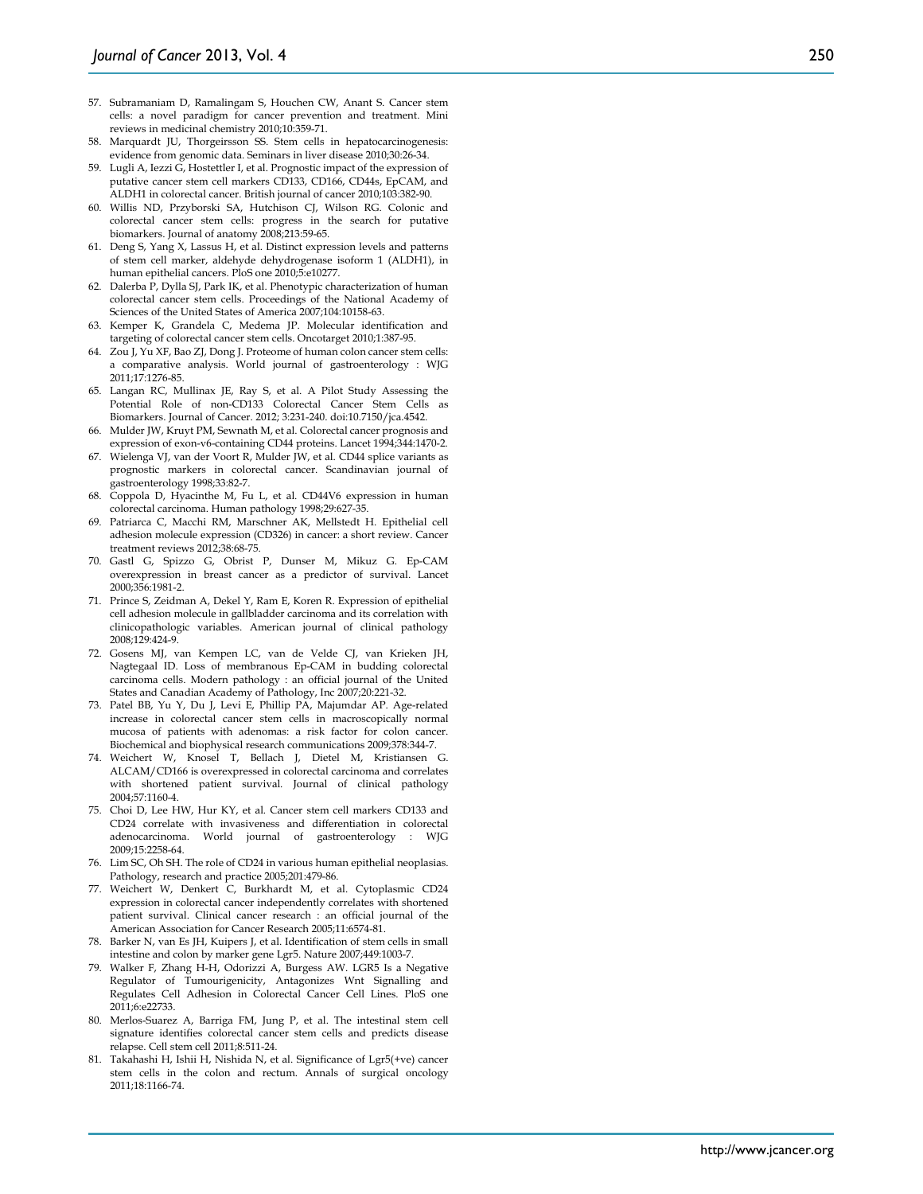57. Subramaniam D, Ramalingam S, Houchen CW, Anant S. Cancer stem cells: a novel paradigm for cancer prevention and treatment. Mini reviews in medicinal chemistry 2010;10:359-71.
58. Marquardt JU, Thorgeirsson SS. Stem cells in hepatocarcinogenesis: evidence from genomic data. Seminars in liver disease 2010;30:26-34.
59. Lugli A, Iezzi G, Hostettler I, et al. Prognostic impact of the expression of putative cancer stem cell markers CD133, CD166, CD44s, EpCAM, and ALDH1 in colorectal cancer. British journal of cancer 2010;103:382-90.
60. Willis ND, Przyborski SA, Hutchison CJ, Wilson RG. Colonic and colorectal cancer stem cells: progress in the search for putative biomarkers. Journal of anatomy 2008;213:59-65.
61. Deng S, Yang X, Lassus H, et al. Distinct expression levels and patterns of stem cell marker, aldehyde dehydrogenase isoform 1 (ALDH1), in human epithelial cancers. PloS one 2010;5:e10277.
62. Dalerba P, Dylla SJ, Park IK, et al. Phenotypic characterization of human colorectal cancer stem cells. Proceedings of the National Academy of Sciences of the United States of America 2007;104:10158-63.
63. Kemper K, Grandela C, Medema JP. Molecular identification and targeting of colorectal cancer stem cells. Oncotarget 2010;1:387-95.
64. Zou J, Yu XF, Bao ZJ, Dong J. Proteome of human colon cancer stem cells: a comparative analysis. World journal of gastroenterology : WJG 2011;17:1276-85.
65. Langan RC, Mullinax JE, Ray S, et al. A Pilot Study Assessing the Potential Role of non-CD133 Colorectal Cancer Stem Cells as Biomarkers. Journal of Cancer. 2012; 3:231-240. doi:10.7150/jca.4542.
66. Mulder JW, Kruyt PM, Sewnath M, et al. Colorectal cancer prognosis and expression of exon-v6-containing CD44 proteins. Lancet 1994;344:1470-2.
67. Wielenga VJ, van der Voort R, Mulder JW, et al. CD44 splice variants as prognostic markers in colorectal cancer. Scandinavian journal of gastroenterology 1998;33:82-7.
68. Coppola D, Hyacinthe M, Fu L, et al. CD44V6 expression in human colorectal carcinoma. Human pathology 1998;29:627-35.
69. Patriarca C, Macchi RM, Marschner AK, Mellstedt H. Epithelial cell adhesion molecule expression (CD326) in cancer: a short review. Cancer treatment reviews 2012;38:68-75.
70. Gastl G, Spizzo G, Obrist P, Dunser M, Mikuz G. Ep-CAM overexpression in breast cancer as a predictor of survival. Lancet 2000;356:1981-2.
71. Prince S, Zeidman A, Dekel Y, Ram E, Koren R. Expression of epithelial cell adhesion molecule in gallbladder carcinoma and its correlation with clinicopathologic variables. American journal of clinical pathology 2008;129:424-9.
72. Gosens MJ, van Kempen LC, van de Velde CJ, van Krieken JH, Nagtegaal ID. Loss of membranous Ep-CAM in budding colorectal carcinoma cells. Modern pathology : an official journal of the United States and Canadian Academy of Pathology, Inc 2007;20:221-32.
73. Patel BB, Yu Y, Du J, Levi E, Phillip PA, Majumdar AP. Age-related increase in colorectal cancer stem cells in macroscopically normal mucosa of patients with adenomas: a risk factor for colon cancer. Biochemical and biophysical research communications 2009;378:344-7.
74. Weichert W, Knosel T, Bellach J, Dietel M, Kristiansen G. ALCAM/CD166 is overexpressed in colorectal carcinoma and correlates with shortened patient survival. Journal of clinical pathology 2004;57:1160-4.
75. Choi D, Lee HW, Hur KY, et al. Cancer stem cell markers CD133 and CD24 correlate with invasiveness and differentiation in colorectal adenocarcinoma. World journal of gastroenterology : WJG 2009;15:2258-64.
76. Lim SC, Oh SH. The role of CD24 in various human epithelial neoplasias. Pathology, research and practice 2005;201:479-86.
77. Weichert W, Denkert C, Burkhardt M, et al. Cytoplasmic CD24 expression in colorectal cancer independently correlates with shortened patient survival. Clinical cancer research : an official journal of the American Association for Cancer Research 2005;11:6574-81.
78. Barker N, van Es JH, Kuipers J, et al. Identification of stem cells in small intestine and colon by marker gene Lgr5. Nature 2007;449:1003-7.
79. Walker F, Zhang H-H, Odorizzi A, Burgess AW. LGR5 Is a Negative Regulator of Tumourigenicity, Antagonizes Wnt Signalling and Regulates Cell Adhesion in Colorectal Cancer Cell Lines. PloS one 2011;6:e22733.
80. Merlos-Suarez A, Barriga FM, Jung P, et al. The intestinal stem cell signature identifies colorectal cancer stem cells and predicts disease relapse. Cell stem cell 2011;8:511-24.
81. Takahashi H, Ishii H, Nishida N, et al. Significance of Lgr5(+ve) cancer stem cells in the colon and rectum. Annals of surgical oncology 2011;18:1166-74.